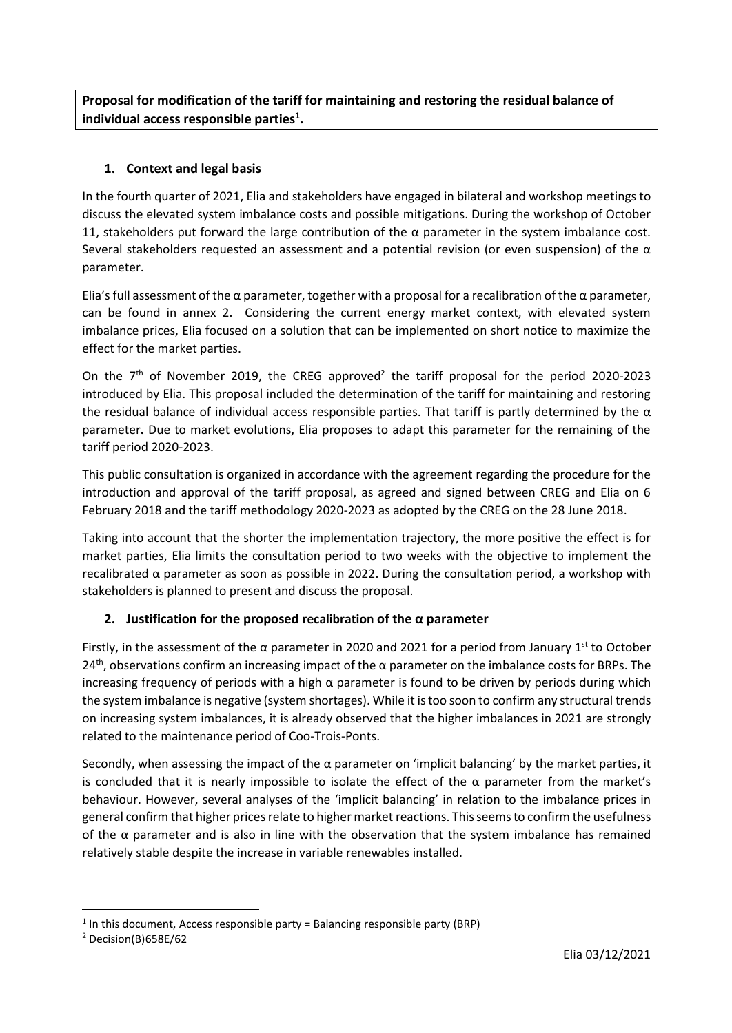**Proposal for modification of the tariff for maintaining and restoring the residual balance of individual access responsible parties[1].**

## 1. Context and legal basis

In the fourth quarter of 2021, Elia and stakeholders have engaged in bilateral and workshop meetings to discuss the elevated system imbalance costs and possible mitigations. During the workshop of October 11, stakeholders put forward the large contribution of the α parameter in the system imbalance cost. Several stakeholders requested an assessment and a potential revision (or even suspension) of the α parameter.

Elia's full assessment of the α parameter, together with a proposal for a recalibration of the α parameter, can be found in annex 2. Considering the current energy market context, with elevated system imbalance prices, Elia focused on a solution that can be implemented on short notice to maximize the effect for the market parties.

On the 7th of November 2019, the CREG approved[2] the tariff proposal for the period 2020-2023 introduced by Elia. This proposal included the determination of the tariff for maintaining and restoring the residual balance of individual access responsible parties. That tariff is partly determined by the α parameter**.** Due to market evolutions, Elia proposes to adapt this parameter for the remaining of the tariff period 2020-2023.

This public consultation is organized in accordance with the agreement regarding the procedure for the introduction and approval of the tariff proposal, as agreed and signed between CREG and Elia on 6 February 2018 and the tariff methodology 2020-2023 as adopted by the CREG on the 28 June 2018.

Taking into account that the shorter the implementation trajectory, the more positive the effect is for market parties, Elia limits the consultation period to two weeks with the objective to implement the recalibrated α parameter as soon as possible in 2022. During the consultation period, a workshop with stakeholders is planned to present and discuss the proposal.

## 2. Justification for the proposed recalibration of the α parameter

Firstly, in the assessment of the α parameter in 2020 and 2021 for a period from January 1st to October 24th, observations confirm an increasing impact of the α parameter on the imbalance costs for BRPs. The increasing frequency of periods with a high α parameter is found to be driven by periods during which the system imbalance is negative (system shortages). While it is too soon to confirm any structural trends on increasing system imbalances, it is already observed that the higher imbalances in 2021 are strongly related to the maintenance period of Coo-Trois-Ponts.

Secondly, when assessing the impact of the α parameter on 'implicit balancing' by the market parties, it is concluded that it is nearly impossible to isolate the effect of the α parameter from the market's behaviour. However, several analyses of the 'implicit balancing' in relation to the imbalance prices in general confirm that higher prices relate to higher market reactions. This seems to confirm the usefulness of the α parameter and is also in line with the observation that the system imbalance has remained relatively stable despite the increase in variable renewables installed.

[1] In this document, Access responsible party = Balancing responsible party (BRP)

[2] Decision(B)658E/62

Elia 03/12/2021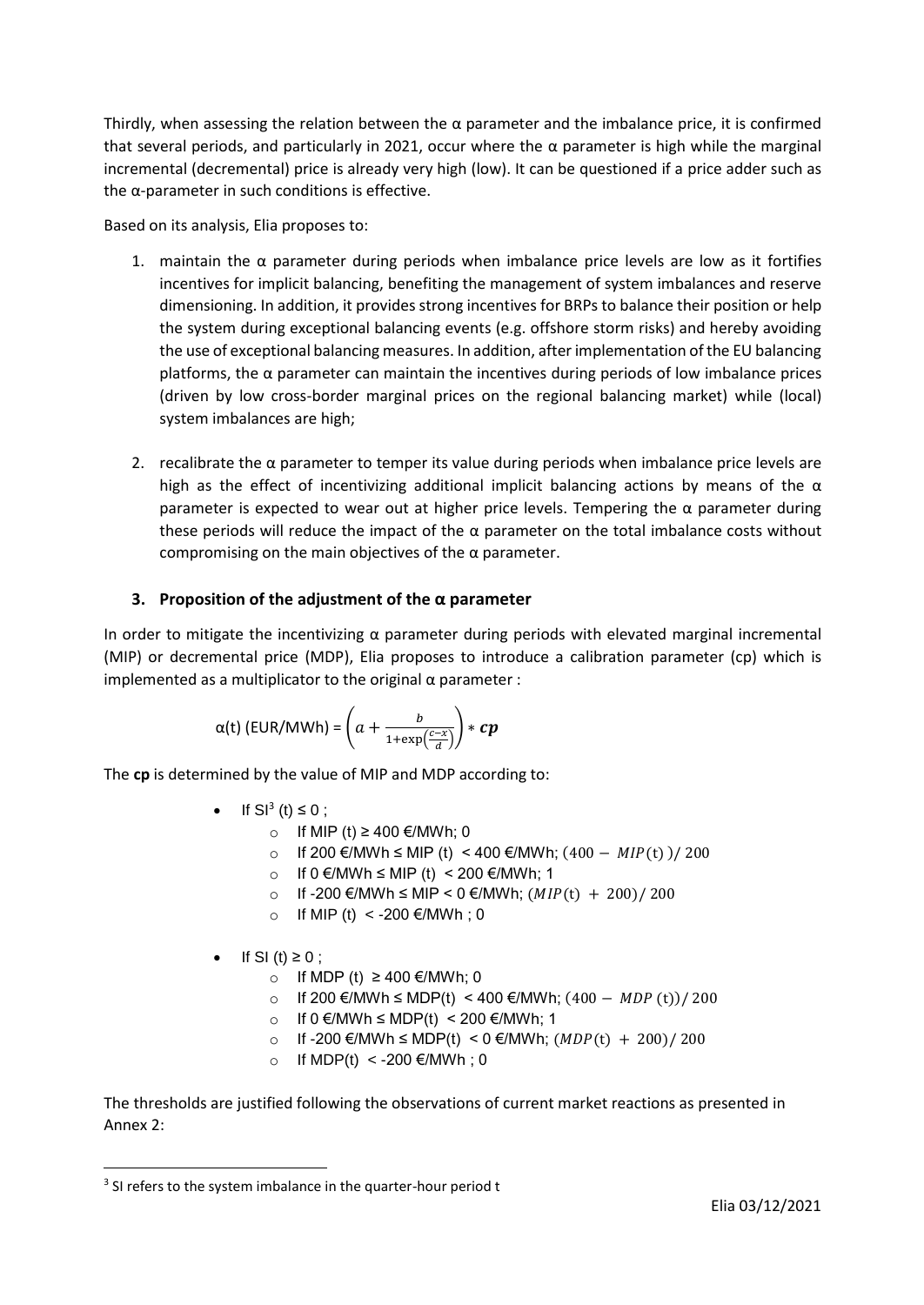Thirdly, when assessing the relation between the α parameter and the imbalance price, it is confirmed that several periods, and particularly in 2021, occur where the α parameter is high while the marginal incremental (decremental) price is already very high (low). It can be questioned if a price adder such as the α-parameter in such conditions is effective.

Based on its analysis, Elia proposes to:

1. maintain the α parameter during periods when imbalance price levels are low as it fortifies incentives for implicit balancing, benefiting the management of system imbalances and reserve dimensioning. In addition, it provides strong incentives for BRPs to balance their position or help the system during exceptional balancing events (e.g. offshore storm risks) and hereby avoiding the use of exceptional balancing measures. In addition, after implementation of the EU balancing platforms, the α parameter can maintain the incentives during periods of low imbalance prices (driven by low cross-border marginal prices on the regional balancing market) while (local) system imbalances are high;

2. recalibrate the α parameter to temper its value during periods when imbalance price levels are high as the effect of incentivizing additional implicit balancing actions by means of the α parameter is expected to wear out at higher price levels. Tempering the α parameter during these periods will reduce the impact of the α parameter on the total imbalance costs without compromising on the main objectives of the α parameter.

### 3. Proposition of the adjustment of the α parameter

In order to mitigate the incentivizing α parameter during periods with elevated marginal incremental (MIP) or decremental price (MDP), Elia proposes to introduce a calibration parameter (cp) which is implemented as a multiplicator to the original α parameter :

$$\alpha(t)\ (\text{EUR/MWh}) = \left(a + \frac{b}{1+\exp\left(\frac{c-x}{d}\right)}\right) * \boldsymbol{cp}$$

The **cp** is determined by the value of MIP and MDP according to:

- If SI[3] (t) ≤ 0 ;
  - If MIP (t) ≥ 400 €/MWh; 0
  - If 200 €/MWh ≤ MIP (t) < 400 €/MWh; $(400 - MIP(\text{t}))/\ 200$
  - If 0 €/MWh ≤ MIP (t) < 200 €/MWh; 1
  - If -200 €/MWh ≤ MIP < 0 €/MWh; $(MIP(\text{t}) + 200)/\ 200$
  - If MIP (t) < -200 €/MWh ; 0

- If SI (t) ≥ 0 ;
  - If MDP (t) ≥ 400 €/MWh; 0
  - If 200 €/MWh ≤ MDP(t) < 400 €/MWh; $(400 - MDP\ (\text{t}))/\ 200$
  - If 0 €/MWh ≤ MDP(t) < 200 €/MWh; 1
  - If -200 €/MWh ≤ MDP(t) < 0 €/MWh; $(MDP(\text{t}) + 200)/\ 200$
  - If MDP(t) < -200 €/MWh ; 0

The thresholds are justified following the observations of current market reactions as presented in Annex 2:

[3] SI refers to the system imbalance in the quarter-hour period t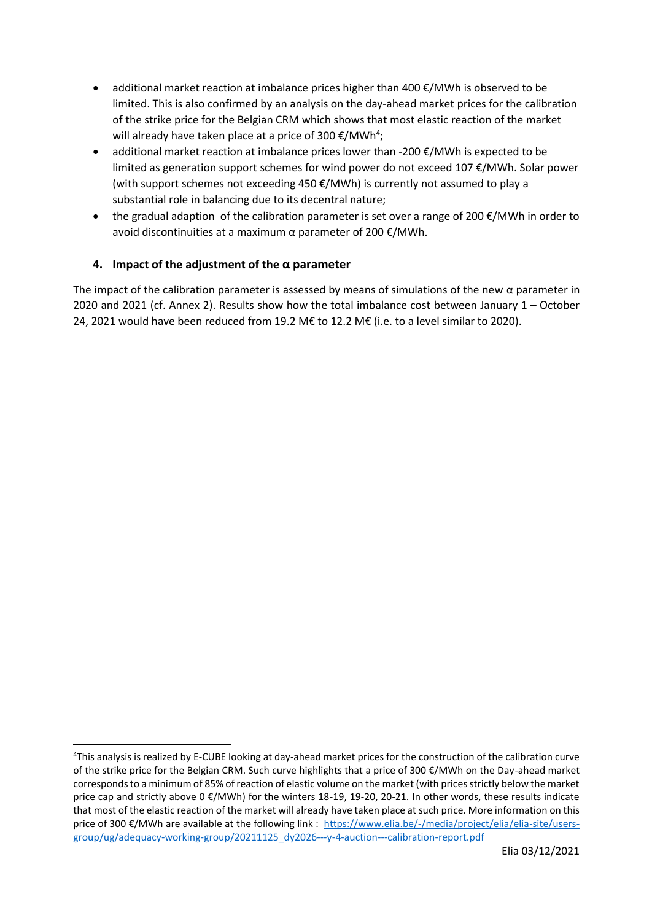- additional market reaction at imbalance prices higher than 400 €/MWh is observed to be limited. This is also confirmed by an analysis on the day-ahead market prices for the calibration of the strike price for the Belgian CRM which shows that most elastic reaction of the market will already have taken place at a price of 300 €/MWh[4];
- additional market reaction at imbalance prices lower than -200 €/MWh is expected to be limited as generation support schemes for wind power do not exceed 107 €/MWh. Solar power (with support schemes not exceeding 450 €/MWh) is currently not assumed to play a substantial role in balancing due to its decentral nature;
- the gradual adaption of the calibration parameter is set over a range of 200 €/MWh in order to avoid discontinuities at a maximum α parameter of 200 €/MWh.

## 4. Impact of the adjustment of the α parameter

The impact of the calibration parameter is assessed by means of simulations of the new α parameter in 2020 and 2021 (cf. Annex 2). Results show how the total imbalance cost between January 1 – October 24, 2021 would have been reduced from 19.2 M€ to 12.2 M€ (i.e. to a level similar to 2020).

---

[4]This analysis is realized by E-CUBE looking at day-ahead market prices for the construction of the calibration curve of the strike price for the Belgian CRM. Such curve highlights that a price of 300 €/MWh on the Day-ahead market corresponds to a minimum of 85% of reaction of elastic volume on the market (with prices strictly below the market price cap and strictly above 0 €/MWh) for the winters 18-19, 19-20, 20-21. In other words, these results indicate that most of the elastic reaction of the market will already have taken place at such price. More information on this price of 300 €/MWh are available at the following link : https://www.elia.be/-/media/project/elia/elia-site/users-group/ug/adequacy-working-group/20211125_dy2026---y-4-auction---calibration-report.pdf

Elia 03/12/2021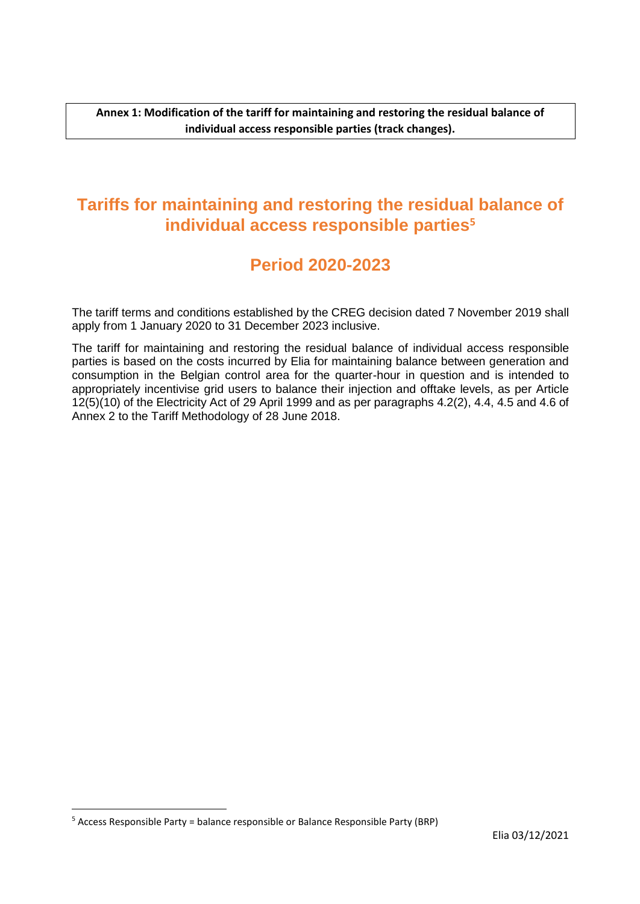**Annex 1: Modification of the tariff for maintaining and restoring the residual balance of individual access responsible parties (track changes).**

# Tariffs for maintaining and restoring the residual balance of individual access responsible parties[5]

## Period 2020-2023

The tariff terms and conditions established by the CREG decision dated 7 November 2019 shall apply from 1 January 2020 to 31 December 2023 inclusive.

The tariff for maintaining and restoring the residual balance of individual access responsible parties is based on the costs incurred by Elia for maintaining balance between generation and consumption in the Belgian control area for the quarter-hour in question and is intended to appropriately incentivise grid users to balance their injection and offtake levels, as per Article 12(5)(10) of the Electricity Act of 29 April 1999 and as per paragraphs 4.2(2), 4.4, 4.5 and 4.6 of Annex 2 to the Tariff Methodology of 28 June 2018.

[5] Access Responsible Party = balance responsible or Balance Responsible Party (BRP)

Elia 03/12/2021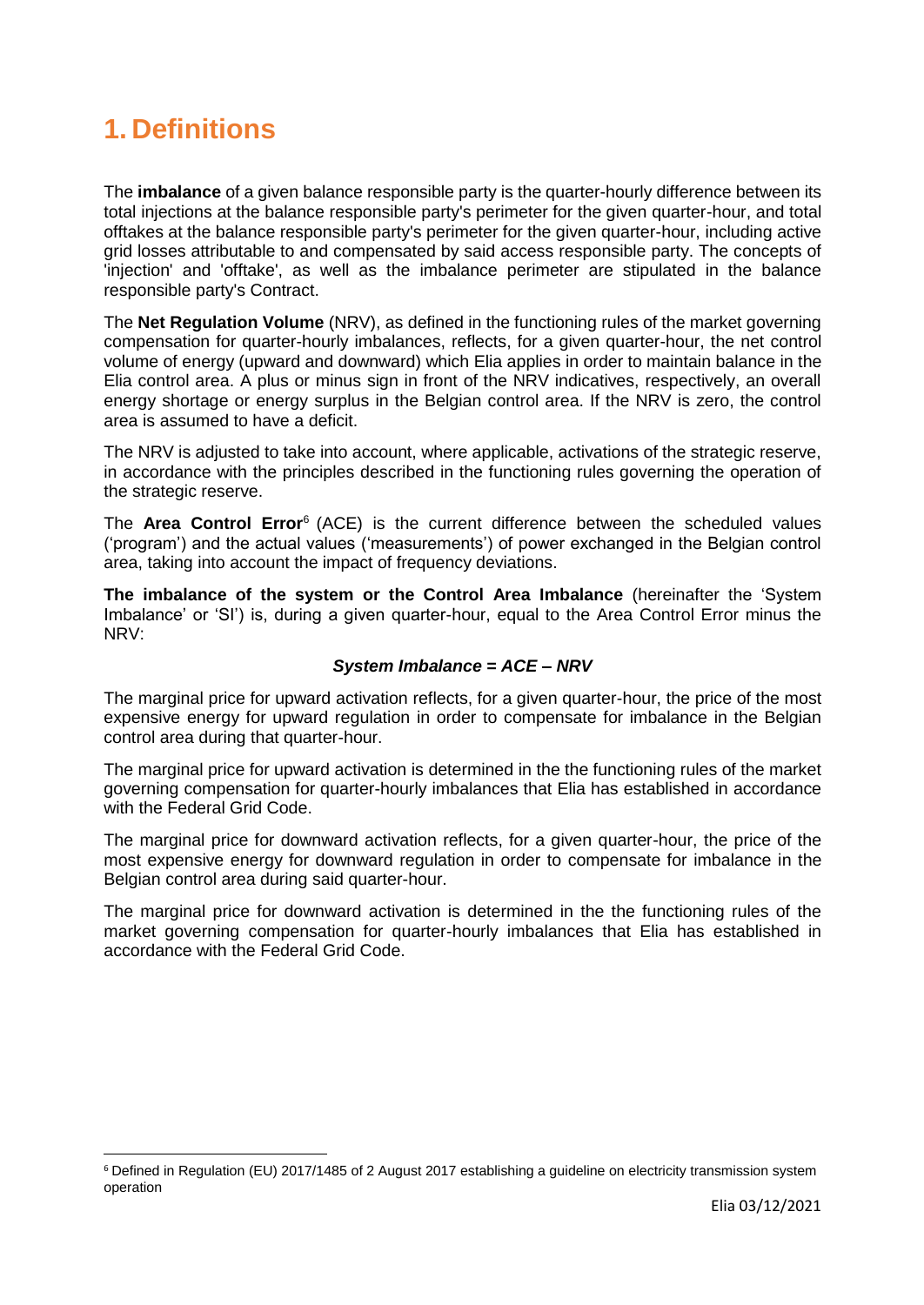# 1. Definitions

The **imbalance** of a given balance responsible party is the quarter-hourly difference between its total injections at the balance responsible party's perimeter for the given quarter-hour, and total offtakes at the balance responsible party's perimeter for the given quarter-hour, including active grid losses attributable to and compensated by said access responsible party. The concepts of 'injection' and 'offtake', as well as the imbalance perimeter are stipulated in the balance responsible party's Contract.

The **Net Regulation Volume** (NRV), as defined in the functioning rules of the market governing compensation for quarter-hourly imbalances, reflects, for a given quarter-hour, the net control volume of energy (upward and downward) which Elia applies in order to maintain balance in the Elia control area. A plus or minus sign in front of the NRV indicatives, respectively, an overall energy shortage or energy surplus in the Belgian control area. If the NRV is zero, the control area is assumed to have a deficit.

The NRV is adjusted to take into account, where applicable, activations of the strategic reserve, in accordance with the principles described in the functioning rules governing the operation of the strategic reserve.

The **Area Control Error**[6] (ACE) is the current difference between the scheduled values ('program') and the actual values ('measurements') of power exchanged in the Belgian control area, taking into account the impact of frequency deviations.

**The imbalance of the system or the Control Area Imbalance** (hereinafter the 'System Imbalance' or 'SI') is, during a given quarter-hour, equal to the Area Control Error minus the NRV:

***System Imbalance = ACE – NRV***

The marginal price for upward activation reflects, for a given quarter-hour, the price of the most expensive energy for upward regulation in order to compensate for imbalance in the Belgian control area during that quarter-hour.

The marginal price for upward activation is determined in the the functioning rules of the market governing compensation for quarter-hourly imbalances that Elia has established in accordance with the Federal Grid Code.

The marginal price for downward activation reflects, for a given quarter-hour, the price of the most expensive energy for downward regulation in order to compensate for imbalance in the Belgian control area during said quarter-hour.

The marginal price for downward activation is determined in the the functioning rules of the market governing compensation for quarter-hourly imbalances that Elia has established in accordance with the Federal Grid Code.

[6] Defined in Regulation (EU) 2017/1485 of 2 August 2017 establishing a guideline on electricity transmission system operation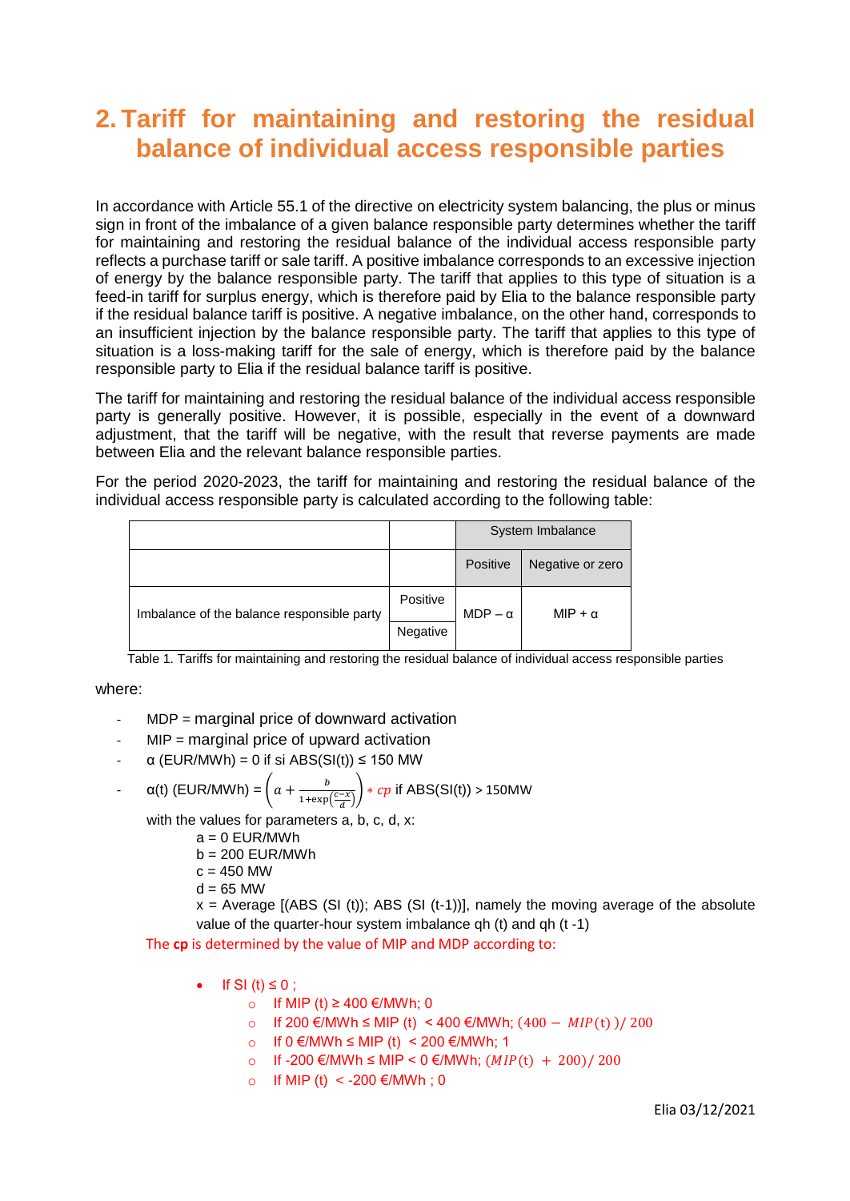# 2. Tariff for maintaining and restoring the residual balance of individual access responsible parties

In accordance with Article 55.1 of the directive on electricity system balancing, the plus or minus sign in front of the imbalance of a given balance responsible party determines whether the tariff for maintaining and restoring the residual balance of the individual access responsible party reflects a purchase tariff or sale tariff. A positive imbalance corresponds to an excessive injection of energy by the balance responsible party. The tariff that applies to this type of situation is a feed-in tariff for surplus energy, which is therefore paid by Elia to the balance responsible party if the residual balance tariff is positive. A negative imbalance, on the other hand, corresponds to an insufficient injection by the balance responsible party. The tariff that applies to this type of situation is a loss-making tariff for the sale of energy, which is therefore paid by the balance responsible party to Elia if the residual balance tariff is positive.

The tariff for maintaining and restoring the residual balance of the individual access responsible party is generally positive. However, it is possible, especially in the event of a downward adjustment, that the tariff will be negative, with the result that reverse payments are made between Elia and the relevant balance responsible parties.

For the period 2020-2023, the tariff for maintaining and restoring the residual balance of the individual access responsible party is calculated according to the following table:

| | | System Imbalance | |
|---|---|---|---|
| | | Positive | Negative or zero |
| Imbalance of the balance responsible party | Positive | MDP – α | MIP + α |
| | Negative | | |

Table 1. Tariffs for maintaining and restoring the residual balance of individual access responsible parties

where:

- MDP = marginal price of downward activation
- MIP = marginal price of upward activation
- α (EUR/MWh) = 0 if si ABS(SI(t)) ≤ 150 MW
- α(t) (EUR/MWh) = $\left(a + \frac{b}{1+\exp\left(\frac{c-x}{d}\right)}\right) * cp$ if ABS(SI(t)) > 150MW

  with the values for parameters a, b, c, d, x:

  a = 0 EUR/MWh
  b = 200 EUR/MWh
  c = 450 MW
  d = 65 MW
  x = Average [(ABS (SI (t)); ABS (SI (t-1))], namely the moving average of the absolute value of the quarter-hour system imbalance qh (t) and qh (t -1)

  The **cp** is determined by the value of MIP and MDP according to:

  - If SI (t) ≤ 0 ;
    - If MIP (t) ≥ 400 €/MWh; 0
    - If 200 €/MWh ≤ MIP (t) < 400 €/MWh; $(400 - MIP(t))/200$
    - If 0 €/MWh ≤ MIP (t) < 200 €/MWh; 1
    - If -200 €/MWh ≤ MIP < 0 €/MWh; $(MIP(t) + 200)/200$
    - If MIP (t) < -200 €/MWh ; 0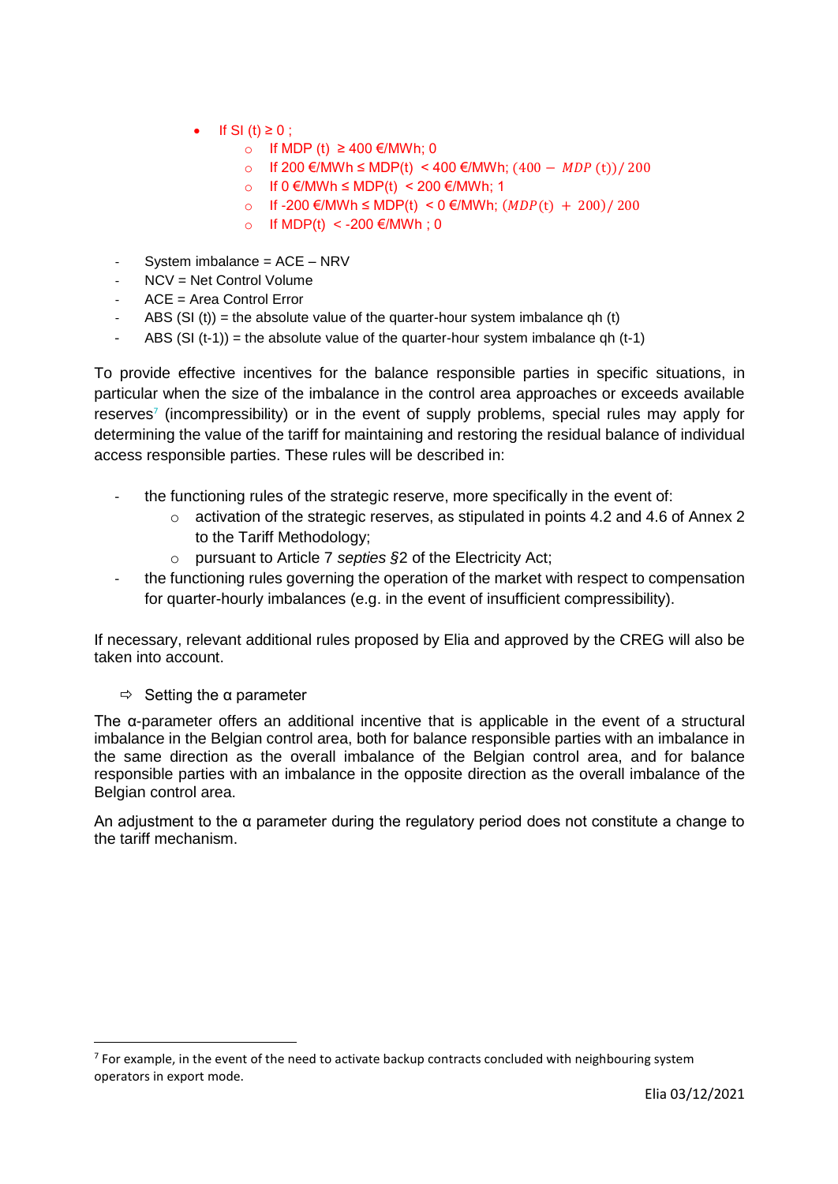- If SI (t) ≥ 0 ;
  - If MDP (t) ≥ 400 €/MWh; 0
  - If 200 €/MWh ≤ MDP(t) < 400 €/MWh; $(400 - MDP\,(\mathrm{t}))/\,200$
  - If 0 €/MWh ≤ MDP(t) < 200 €/MWh; 1
  - If -200 €/MWh ≤ MDP(t) < 0 €/MWh; $(MDP(\mathrm{t}) + 200)/\,200$
  - If MDP(t) < -200 €/MWh ; 0

- System imbalance = ACE – NRV
- NCV = Net Control Volume
- ACE = Area Control Error
- ABS (SI (t)) = the absolute value of the quarter-hour system imbalance qh (t)
- ABS (SI (t-1)) = the absolute value of the quarter-hour system imbalance qh (t-1)

To provide effective incentives for the balance responsible parties in specific situations, in particular when the size of the imbalance in the control area approaches or exceeds available reserves[7] (incompressibility) or in the event of supply problems, special rules may apply for determining the value of the tariff for maintaining and restoring the residual balance of individual access responsible parties. These rules will be described in:

- the functioning rules of the strategic reserve, more specifically in the event of:
  - activation of the strategic reserves, as stipulated in points 4.2 and 4.6 of Annex 2 to the Tariff Methodology;
  - pursuant to Article 7 *septies* §2 of the Electricity Act;
- the functioning rules governing the operation of the market with respect to compensation for quarter-hourly imbalances (e.g. in the event of insufficient compressibility).

If necessary, relevant additional rules proposed by Elia and approved by the CREG will also be taken into account.

⇨ Setting the α parameter

The α-parameter offers an additional incentive that is applicable in the event of a structural imbalance in the Belgian control area, both for balance responsible parties with an imbalance in the same direction as the overall imbalance of the Belgian control area, and for balance responsible parties with an imbalance in the opposite direction as the overall imbalance of the Belgian control area.

An adjustment to the α parameter during the regulatory period does not constitute a change to the tariff mechanism.

[7] For example, in the event of the need to activate backup contracts concluded with neighbouring system operators in export mode.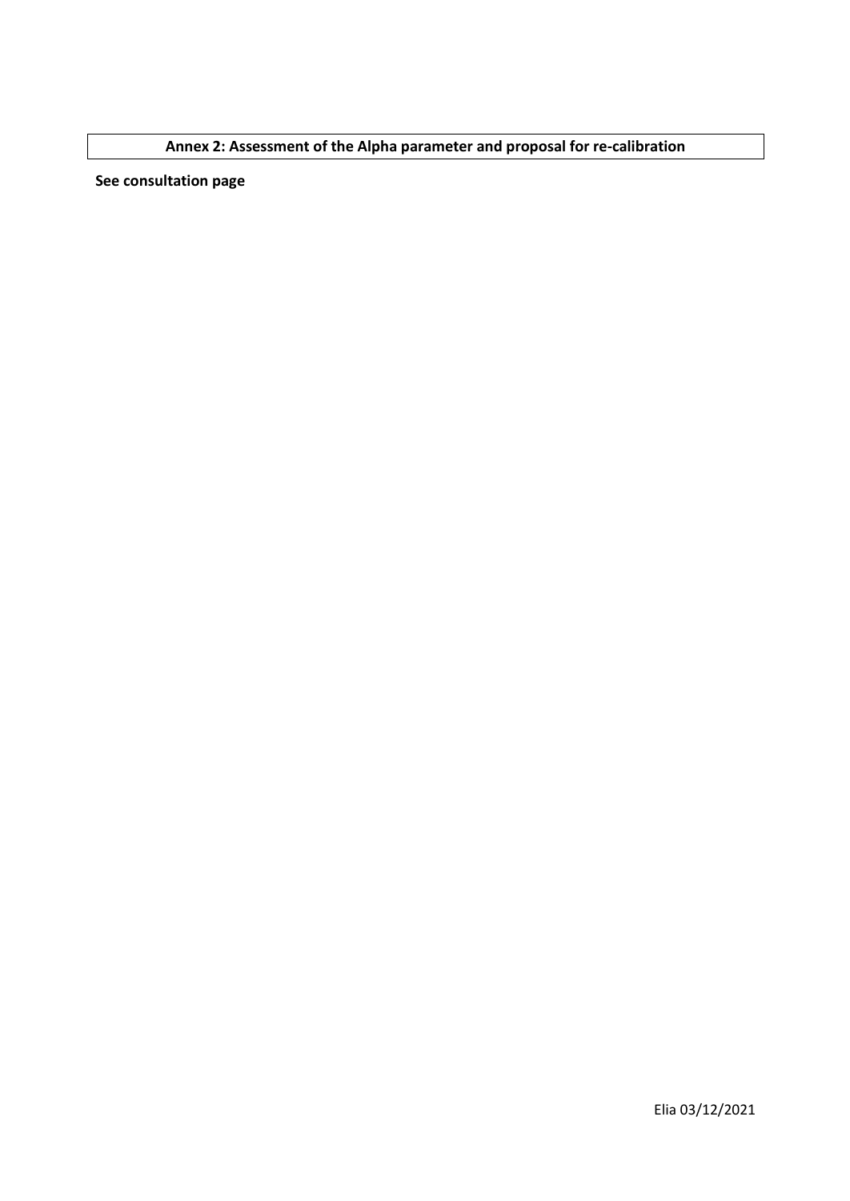## Annex 2: Assessment of the Alpha parameter and proposal for re-calibration

**See consultation page**

Elia 03/12/2021